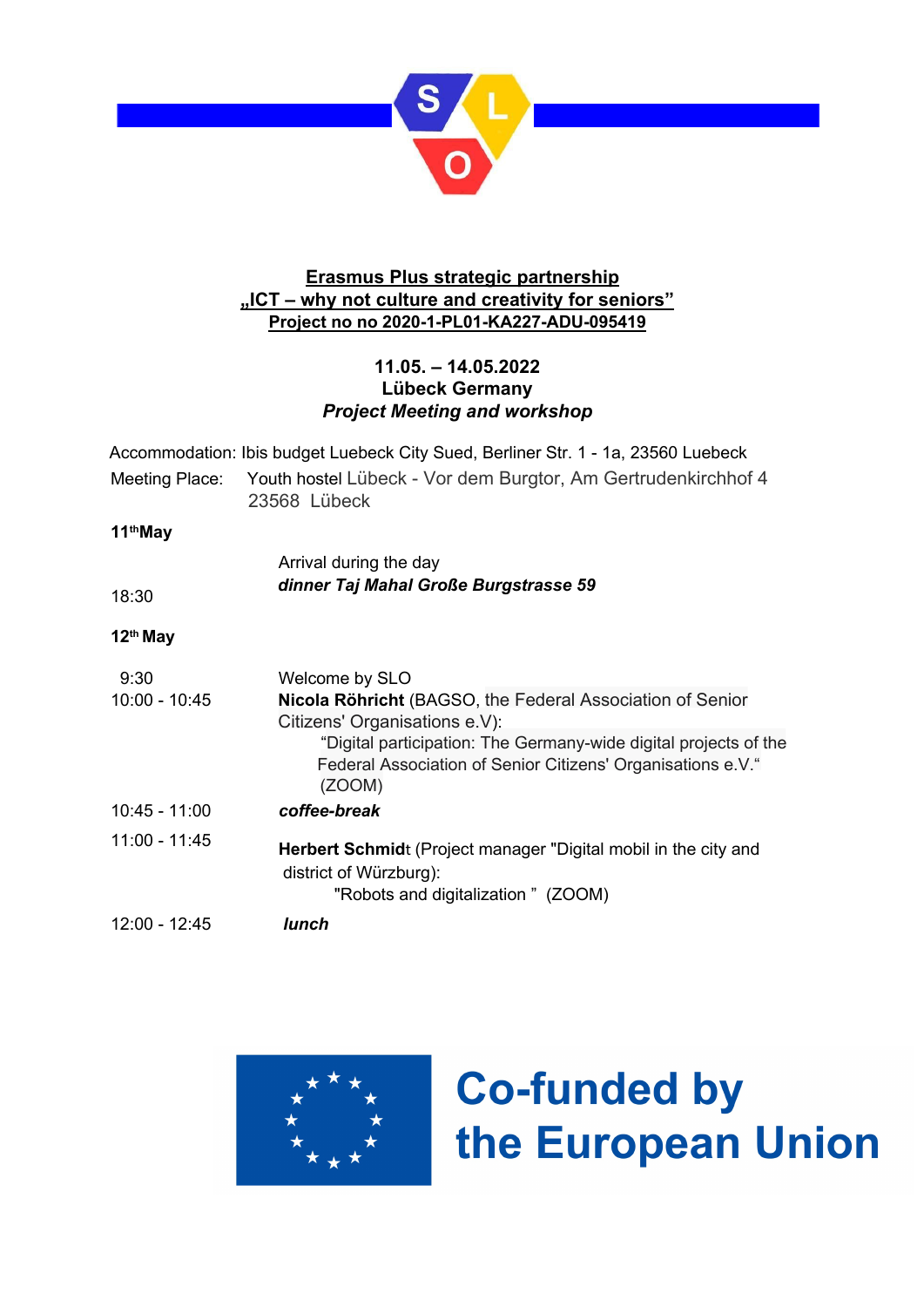S L O

**Erasmus Plus strategic partnership**
**„ICT – why not culture and creativity for seniors"**
**Project no no 2020-1-PL01-KA227-ADU-095419**

**11.05. – 14.05.2022**
**Lübeck Germany**
***Project Meeting and workshop***

Accommodation: Ibis budget Luebeck City Sued, Berliner Str. 1 - 1a, 23560 Luebeck

Meeting Place: Youth hostel Lübeck - Vor dem Burgtor, Am Gertrudenkirchhof 4 23568 Lübeck

**11th May**

| | |
|---|---|
| | Arrival during the day |
| 18:30 | ***dinner Taj Mahal Große Burgstrasse 59*** |

**12th May**

| | |
|---|---|
| 9:30 | Welcome by SLO |
| 10:00 - 10:45 | **Nicola Röhricht** (BAGSO, the Federal Association of Senior Citizens' Organisations e.V): "Digital participation: The Germany-wide digital projects of the Federal Association of Senior Citizens' Organisations e.V." (ZOOM) |
| 10:45 - 11:00 | ***coffee-break*** |
| 11:00 - 11:45 | **Herbert Schmidt** (Project manager "Digital mobil in the city and district of Würzburg): "Robots and digitalization " (ZOOM) |
| 12:00 - 12:45 | ***lunch*** |

Co-funded by the European Union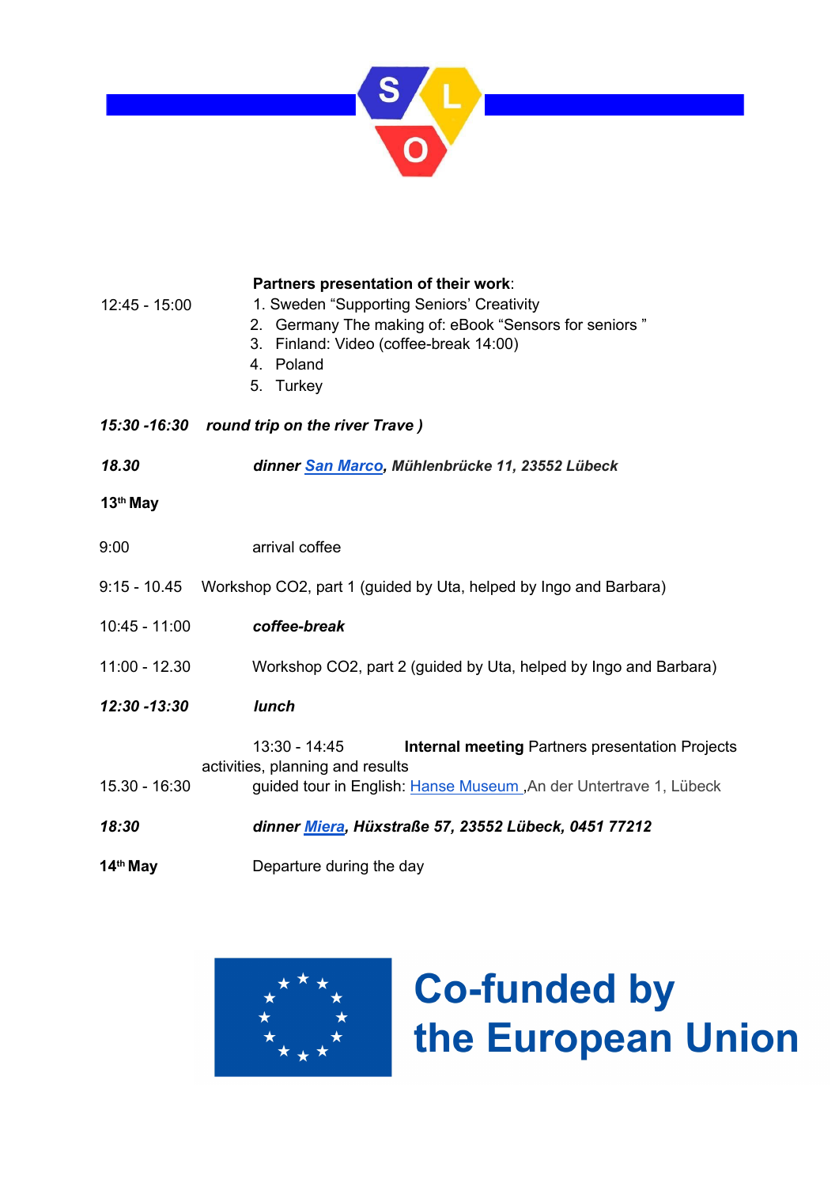| | |
|---|---|
| 12:45 - 15:00 | **Partners presentation of their work**:<br>1. Sweden “Supporting Seniors’ Creativity<br>2. Germany The making of: eBook “Sensors for seniors ”<br>3. Finland: Video (coffee-break 14:00)<br>4. Poland<br>5. Turkey |
| ***15:30 -16:30*** | ***round trip on the river Trave )*** |
| ***18.30*** | ***dinner San Marco, Mühlenbrücke 11, 23552 Lübeck*** |
| **13th May** | |
| 9:00 | arrival coffee |
| 9:15 - 10.45 | Workshop $CO_2$, part 1 (guided by Uta, helped by Ingo and Barbara) |
| 10:45 - 11:00 | ***coffee-break*** |
| 11:00 - 12.30 | Workshop $CO_2$, part 2 (guided by Uta, helped by Ingo and Barbara) |
| ***12:30 -13:30*** | ***lunch*** |
| 13:30 - 14:45 | **Internal meeting** Partners presentation Projects activities, planning and results |
| 15.30 - 16:30 | guided tour in English: Hanse Museum ,An der Untertrave 1, Lübeck |
| ***18:30*** | ***dinner Miera, Hüxstraße 57, 23552 Lübeck, 0451 77212*** |
| **14th May** | Departure during the day |

Co-funded by the European Union